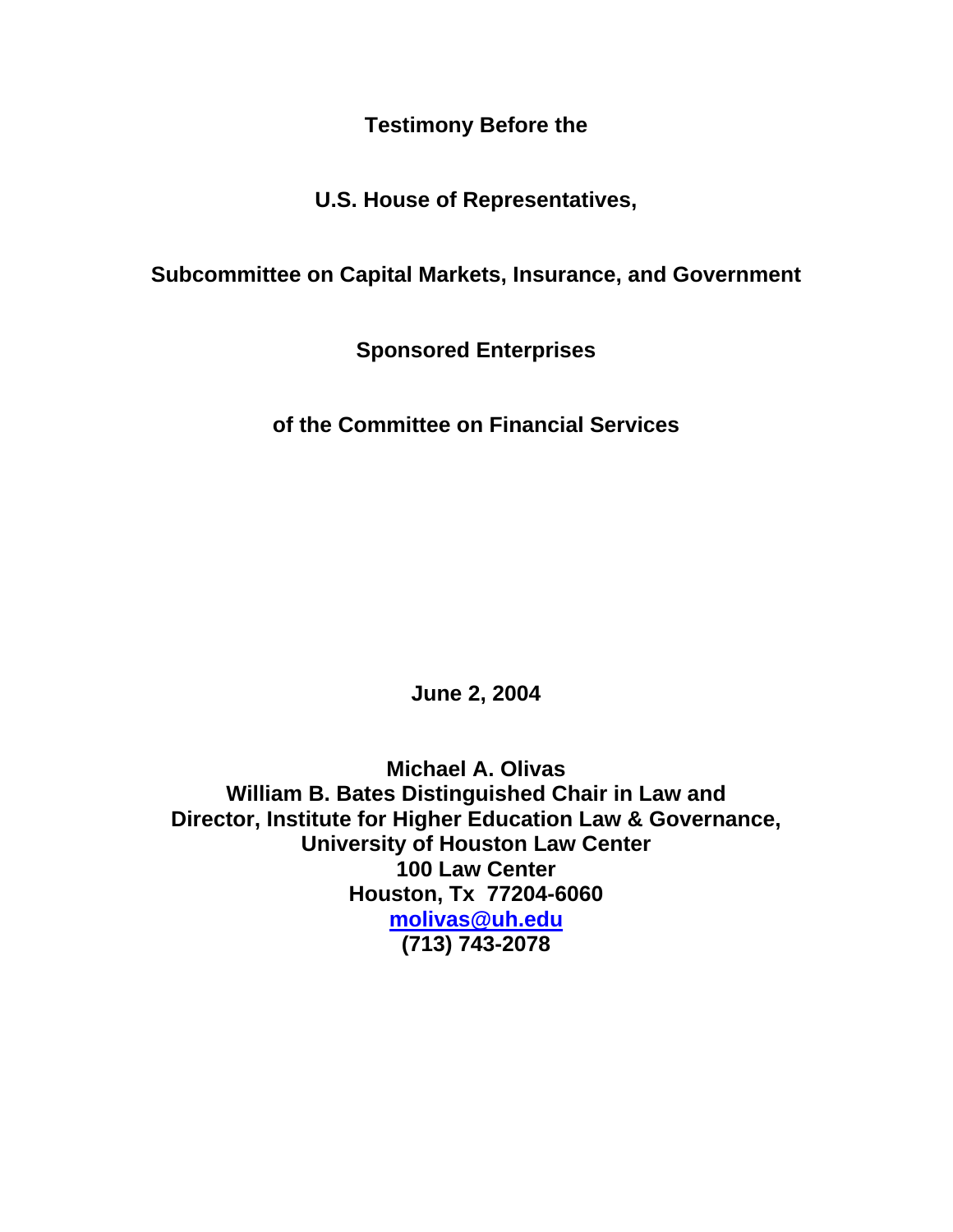**Testimony Before the**

**U.S. House of Representatives,**

**Subcommittee on Capital Markets, Insurance, and Government**

**Sponsored Enterprises**

**of the Committee on Financial Services**

**June 2, 2004**

**Michael A. Olivas**
**William B. Bates Distinguished Chair in Law and**
**Director, Institute for Higher Education Law & Governance,**
**University of Houston Law Center**
**100 Law Center**
**Houston, Tx 77204-6060**
**molivas@uh.edu**
**(713) 743-2078**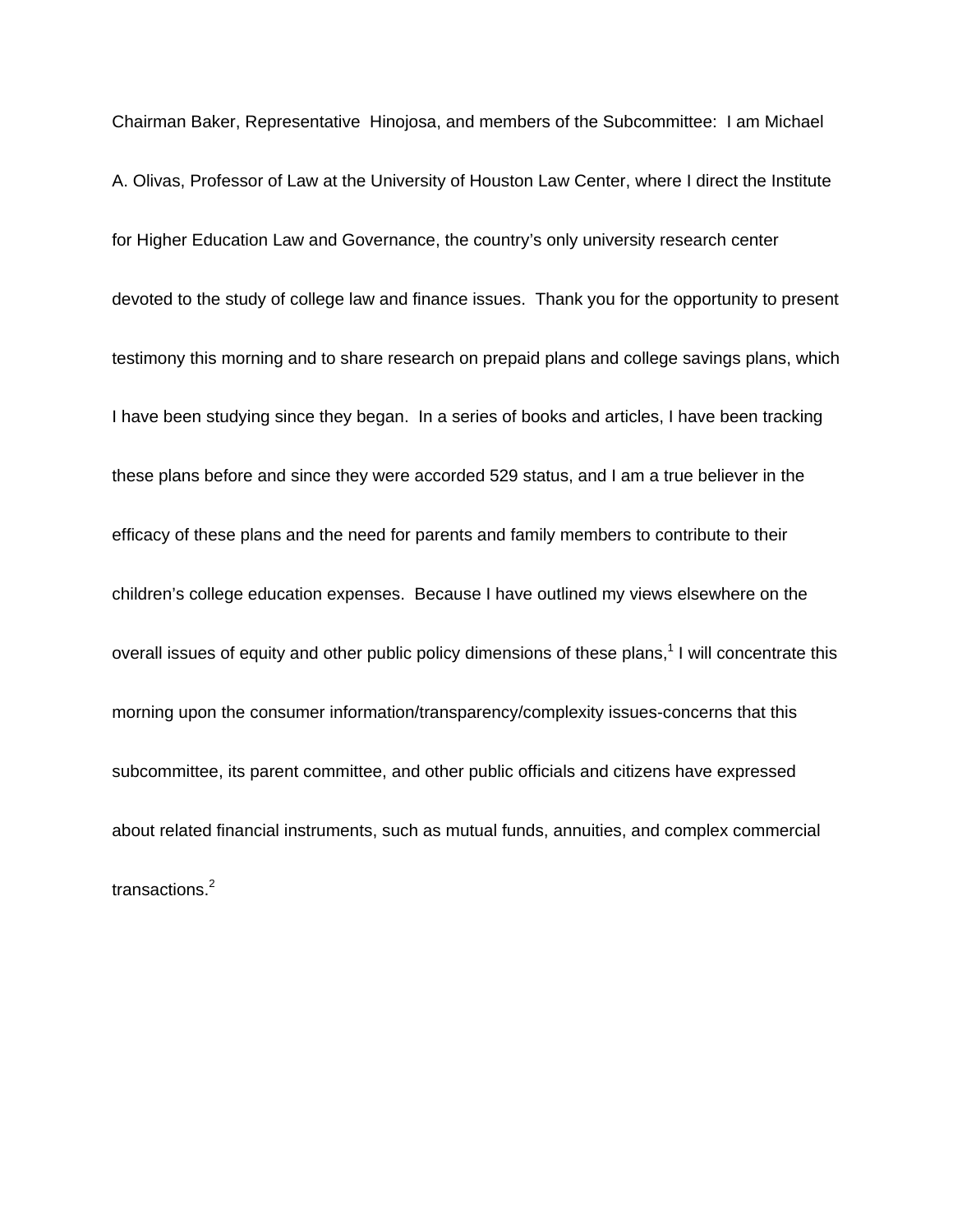Chairman Baker, Representative Hinojosa, and members of the Subcommittee: I am Michael A. Olivas, Professor of Law at the University of Houston Law Center, where I direct the Institute for Higher Education Law and Governance, the country's only university research center devoted to the study of college law and finance issues. Thank you for the opportunity to present testimony this morning and to share research on prepaid plans and college savings plans, which I have been studying since they began. In a series of books and articles, I have been tracking these plans before and since they were accorded 529 status, and I am a true believer in the efficacy of these plans and the need for parents and family members to contribute to their children's college education expenses. Because I have outlined my views elsewhere on the overall issues of equity and other public policy dimensions of these plans,[1] I will concentrate this morning upon the consumer information/transparency/complexity issues-concerns that this subcommittee, its parent committee, and other public officials and citizens have expressed about related financial instruments, such as mutual funds, annuities, and complex commercial transactions.[2]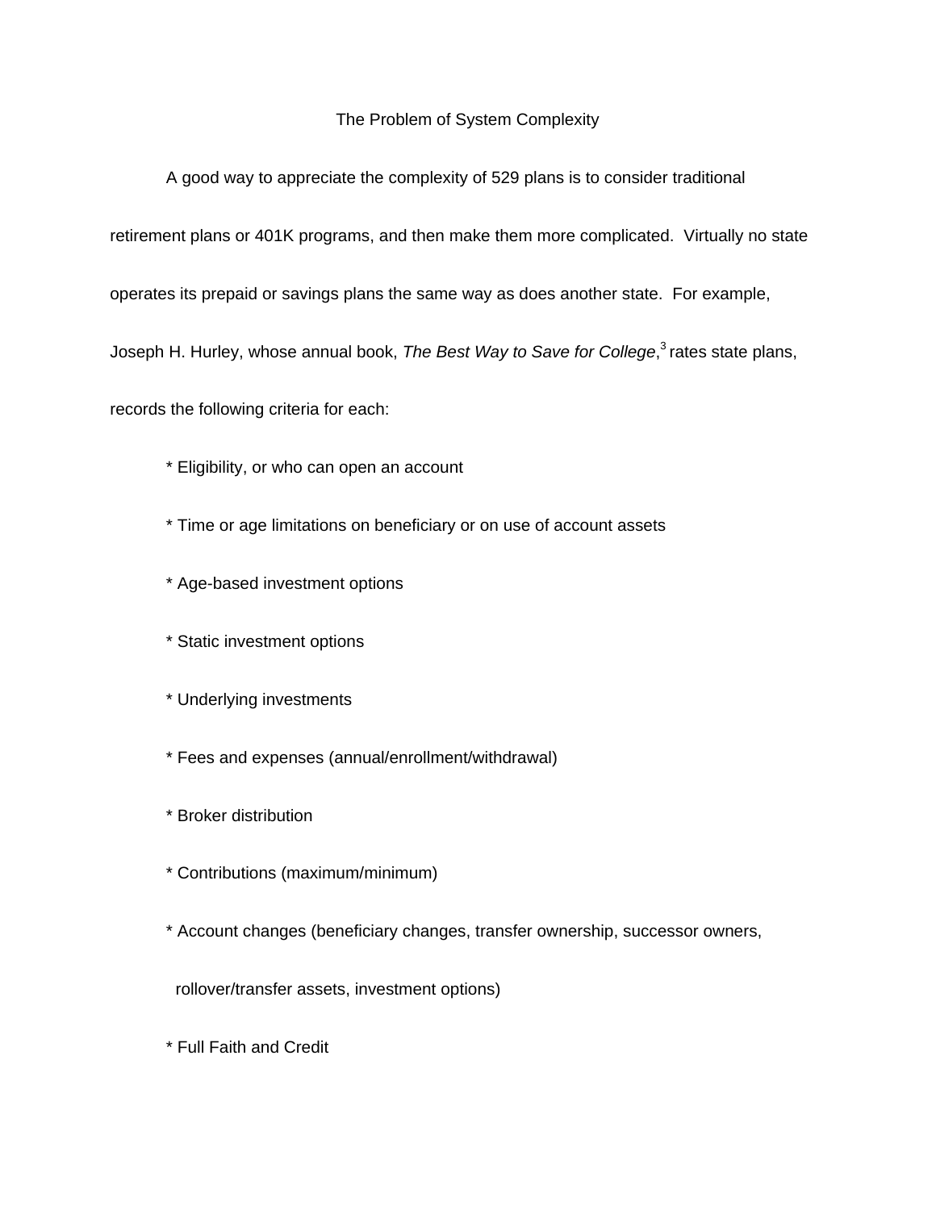## The Problem of System Complexity

A good way to appreciate the complexity of 529 plans is to consider traditional retirement plans or 401K programs, and then make them more complicated. Virtually no state operates its prepaid or savings plans the same way as does another state. For example, Joseph H. Hurley, whose annual book, *The Best Way to Save for College*,[3] rates state plans, records the following criteria for each:

* Eligibility, or who can open an account
* Time or age limitations on beneficiary or on use of account assets
* Age-based investment options
* Static investment options
* Underlying investments
* Fees and expenses (annual/enrollment/withdrawal)
* Broker distribution
* Contributions (maximum/minimum)
* Account changes (beneficiary changes, transfer ownership, successor owners, rollover/transfer assets, investment options)
* Full Faith and Credit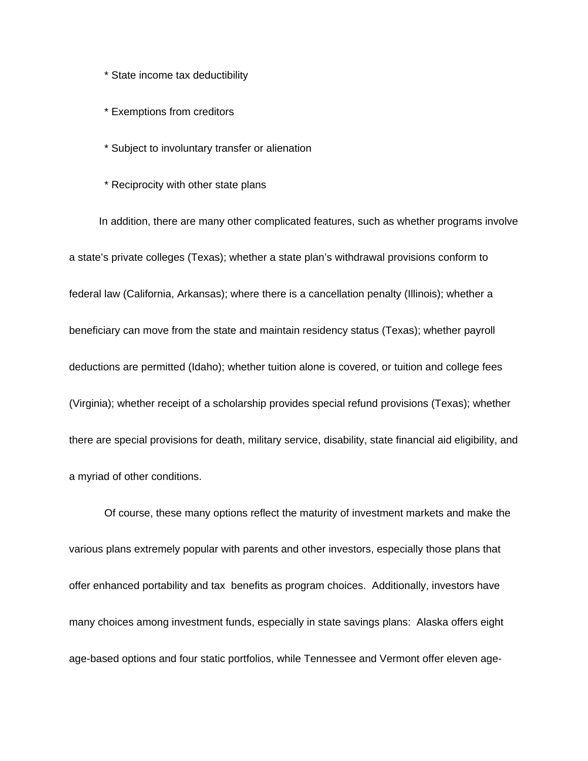* State income tax deductibility
* Exemptions from creditors
* Subject to involuntary transfer or alienation
* Reciprocity with other state plans

In addition, there are many other complicated features, such as whether programs involve a state's private colleges (Texas); whether a state plan's withdrawal provisions conform to federal law (California, Arkansas); where there is a cancellation penalty (Illinois); whether a beneficiary can move from the state and maintain residency status (Texas); whether payroll deductions are permitted (Idaho); whether tuition alone is covered, or tuition and college fees (Virginia); whether receipt of a scholarship provides special refund provisions (Texas); whether there are special provisions for death, military service, disability, state financial aid eligibility, and a myriad of other conditions.

Of course, these many options reflect the maturity of investment markets and make the various plans extremely popular with parents and other investors, especially those plans that offer enhanced portability and tax benefits as program choices. Additionally, investors have many choices among investment funds, especially in state savings plans: Alaska offers eight age-based options and four static portfolios, while Tennessee and Vermont offer eleven age-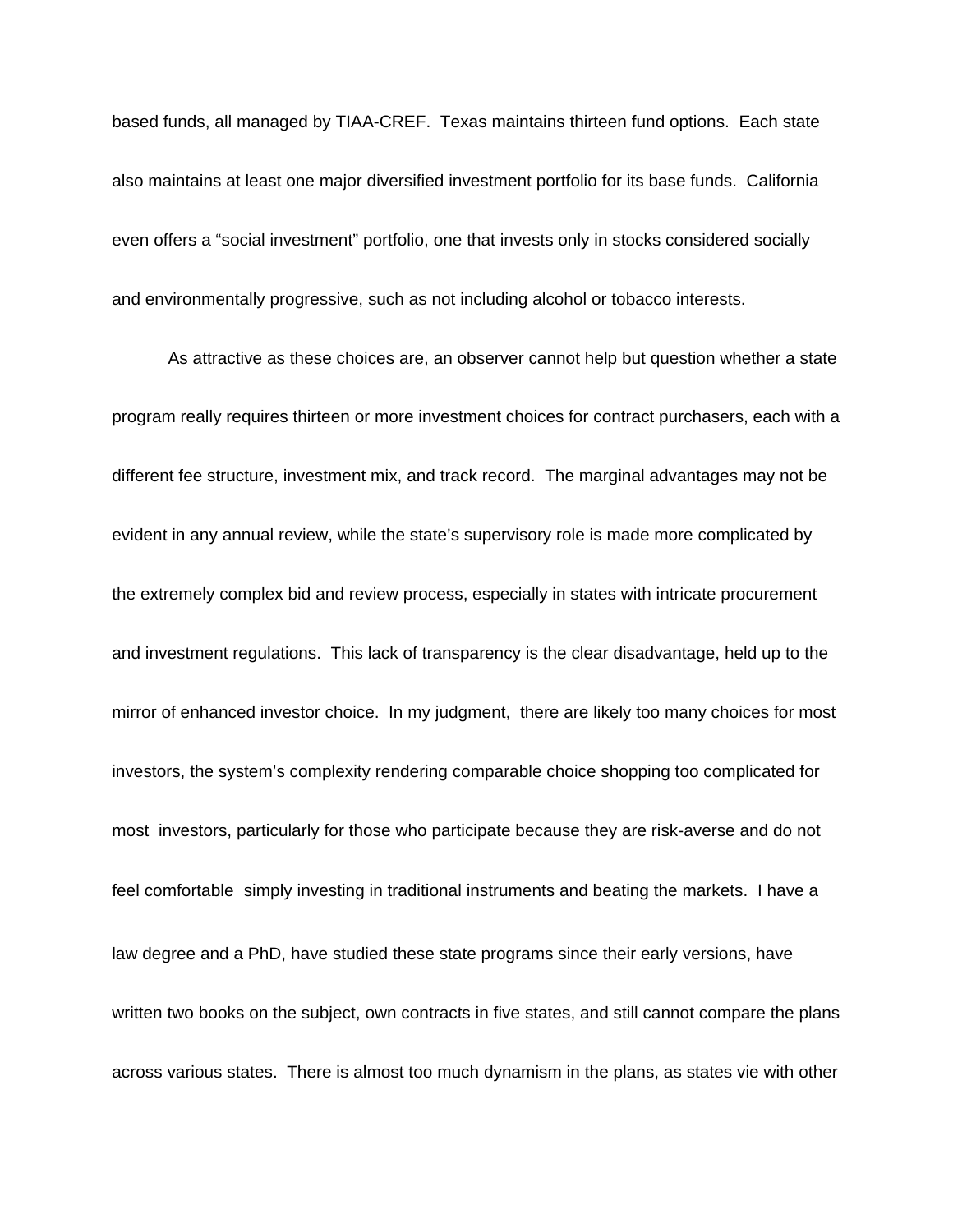based funds, all managed by TIAA-CREF. Texas maintains thirteen fund options. Each state also maintains at least one major diversified investment portfolio for its base funds. California even offers a "social investment" portfolio, one that invests only in stocks considered socially and environmentally progressive, such as not including alcohol or tobacco interests.

As attractive as these choices are, an observer cannot help but question whether a state program really requires thirteen or more investment choices for contract purchasers, each with a different fee structure, investment mix, and track record. The marginal advantages may not be evident in any annual review, while the state's supervisory role is made more complicated by the extremely complex bid and review process, especially in states with intricate procurement and investment regulations. This lack of transparency is the clear disadvantage, held up to the mirror of enhanced investor choice. In my judgment, there are likely too many choices for most investors, the system's complexity rendering comparable choice shopping too complicated for most investors, particularly for those who participate because they are risk-averse and do not feel comfortable simply investing in traditional instruments and beating the markets. I have a law degree and a PhD, have studied these state programs since their early versions, have written two books on the subject, own contracts in five states, and still cannot compare the plans across various states. There is almost too much dynamism in the plans, as states vie with other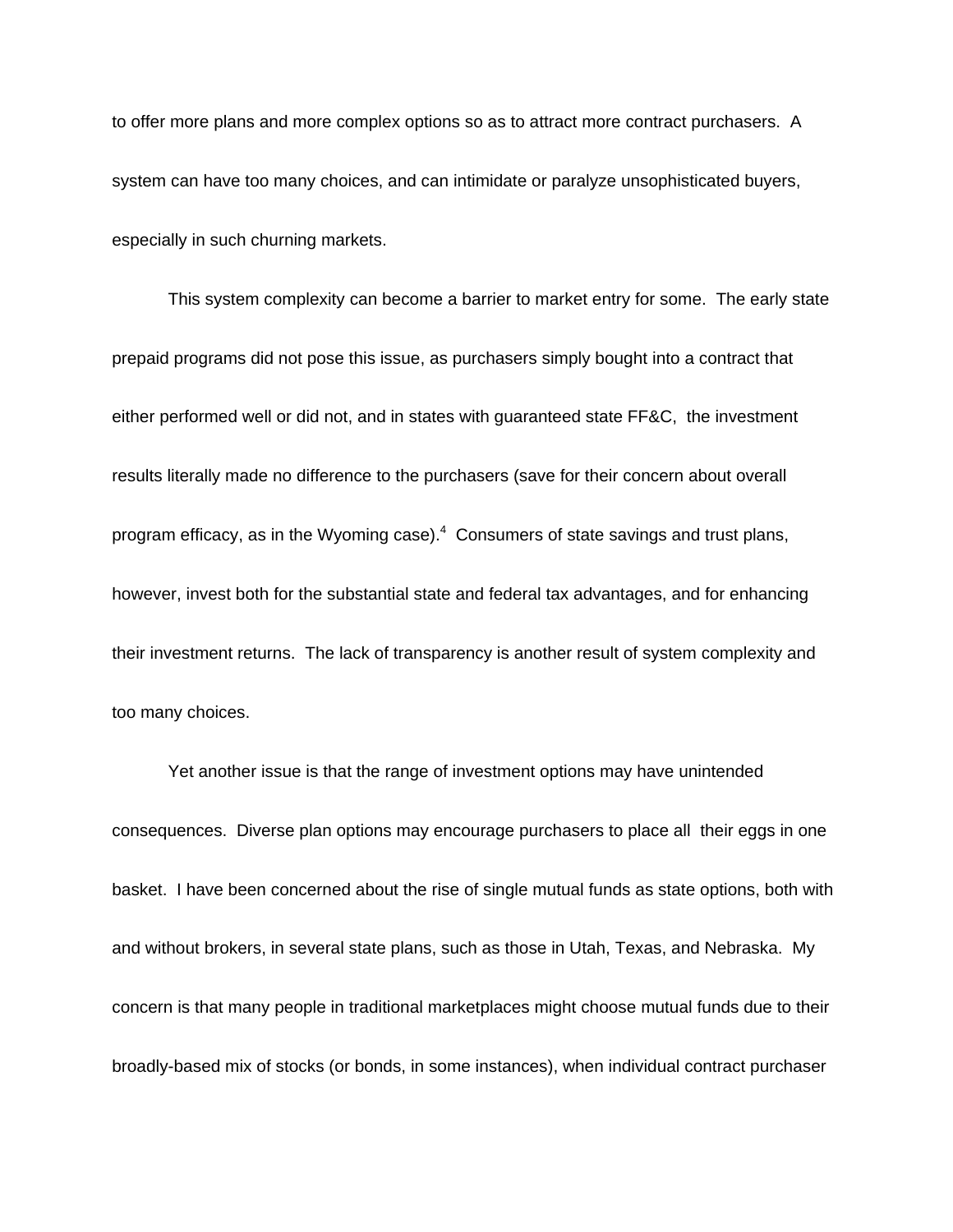to offer more plans and more complex options so as to attract more contract purchasers. A system can have too many choices, and can intimidate or paralyze unsophisticated buyers, especially in such churning markets.

This system complexity can become a barrier to market entry for some. The early state prepaid programs did not pose this issue, as purchasers simply bought into a contract that either performed well or did not, and in states with guaranteed state FF&C, the investment results literally made no difference to the purchasers (save for their concern about overall program efficacy, as in the Wyoming case).[4] Consumers of state savings and trust plans, however, invest both for the substantial state and federal tax advantages, and for enhancing their investment returns. The lack of transparency is another result of system complexity and too many choices.

Yet another issue is that the range of investment options may have unintended consequences. Diverse plan options may encourage purchasers to place all their eggs in one basket. I have been concerned about the rise of single mutual funds as state options, both with and without brokers, in several state plans, such as those in Utah, Texas, and Nebraska. My concern is that many people in traditional marketplaces might choose mutual funds due to their broadly-based mix of stocks (or bonds, in some instances), when individual contract purchaser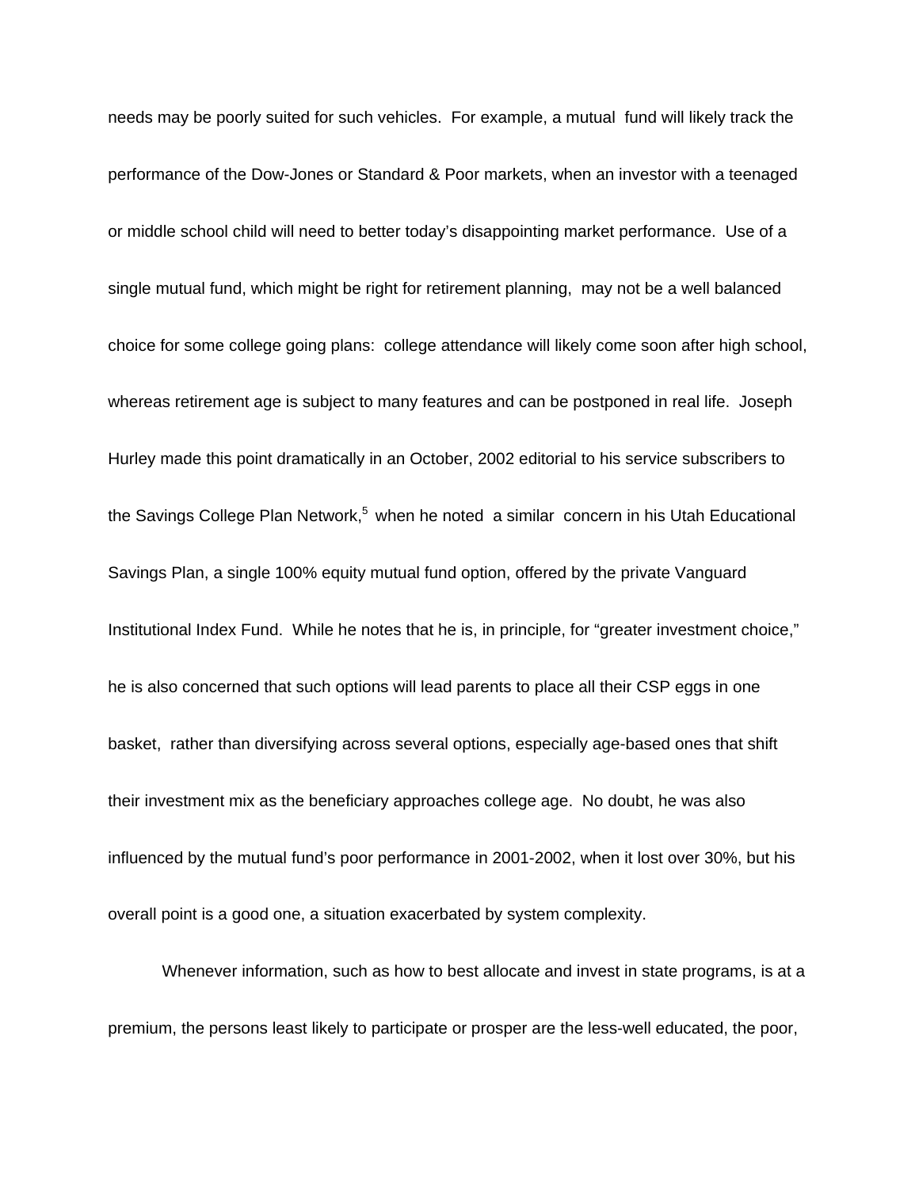needs may be poorly suited for such vehicles. For example, a mutual fund will likely track the performance of the Dow-Jones or Standard & Poor markets, when an investor with a teenaged or middle school child will need to better today's disappointing market performance. Use of a single mutual fund, which might be right for retirement planning, may not be a well balanced choice for some college going plans: college attendance will likely come soon after high school, whereas retirement age is subject to many features and can be postponed in real life. Joseph Hurley made this point dramatically in an October, 2002 editorial to his service subscribers to the Savings College Plan Network,[5] when he noted a similar concern in his Utah Educational Savings Plan, a single 100% equity mutual fund option, offered by the private Vanguard Institutional Index Fund. While he notes that he is, in principle, for "greater investment choice," he is also concerned that such options will lead parents to place all their CSP eggs in one basket, rather than diversifying across several options, especially age-based ones that shift their investment mix as the beneficiary approaches college age. No doubt, he was also influenced by the mutual fund's poor performance in 2001-2002, when it lost over 30%, but his overall point is a good one, a situation exacerbated by system complexity.

Whenever information, such as how to best allocate and invest in state programs, is at a premium, the persons least likely to participate or prosper are the less-well educated, the poor,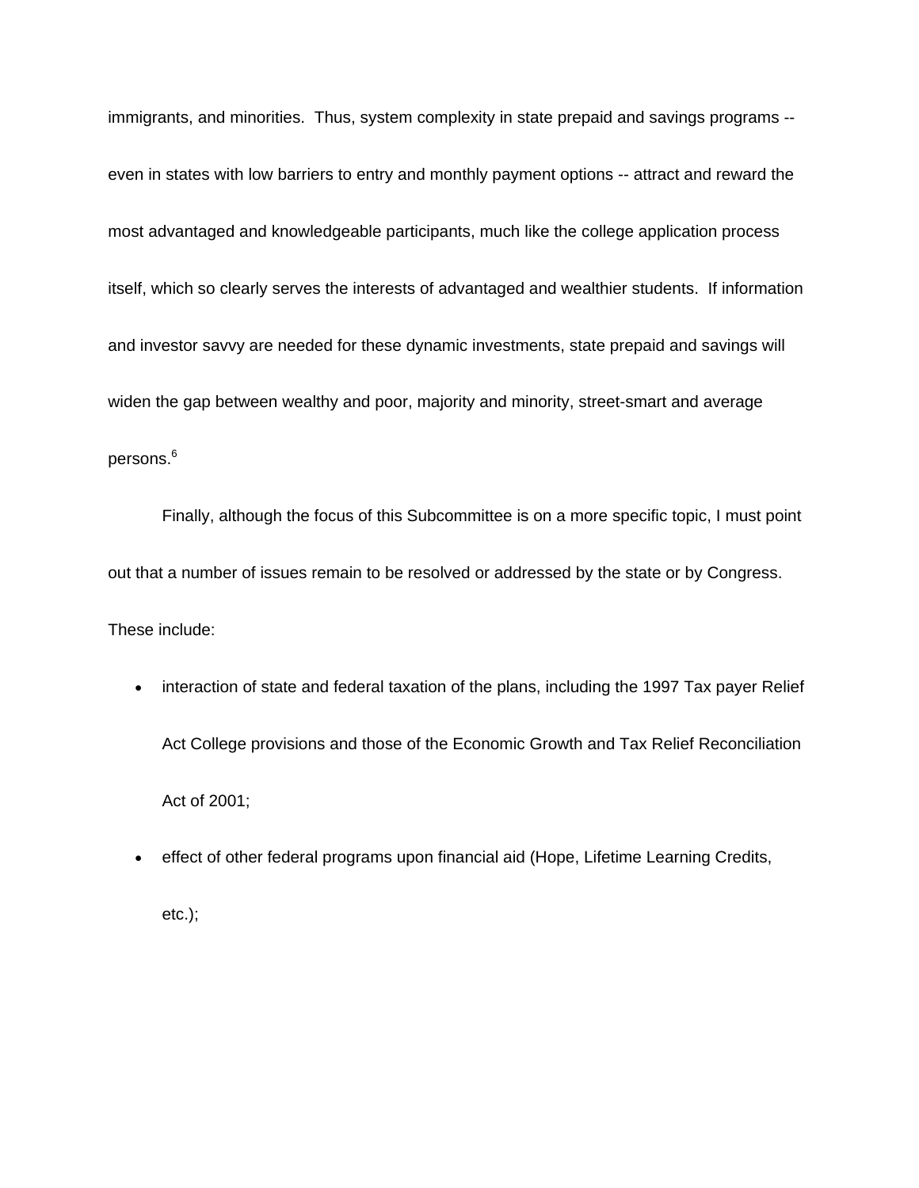immigrants, and minorities.  Thus, system complexity in state prepaid and savings programs -- even in states with low barriers to entry and monthly payment options -- attract and reward the most advantaged and knowledgeable participants, much like the college application process itself, which so clearly serves the interests of advantaged and wealthier students.  If information and investor savvy are needed for these dynamic investments, state prepaid and savings will widen the gap between wealthy and poor, majority and minority, street-smart and average persons.[6]

Finally, although the focus of this Subcommittee is on a more specific topic, I must point out that a number of issues remain to be resolved or addressed by the state or by Congress. These include:

- interaction of state and federal taxation of the plans, including the 1997 Tax payer Relief Act College provisions and those of the Economic Growth and Tax Relief Reconciliation Act of 2001;
- effect of other federal programs upon financial aid (Hope, Lifetime Learning Credits, etc.);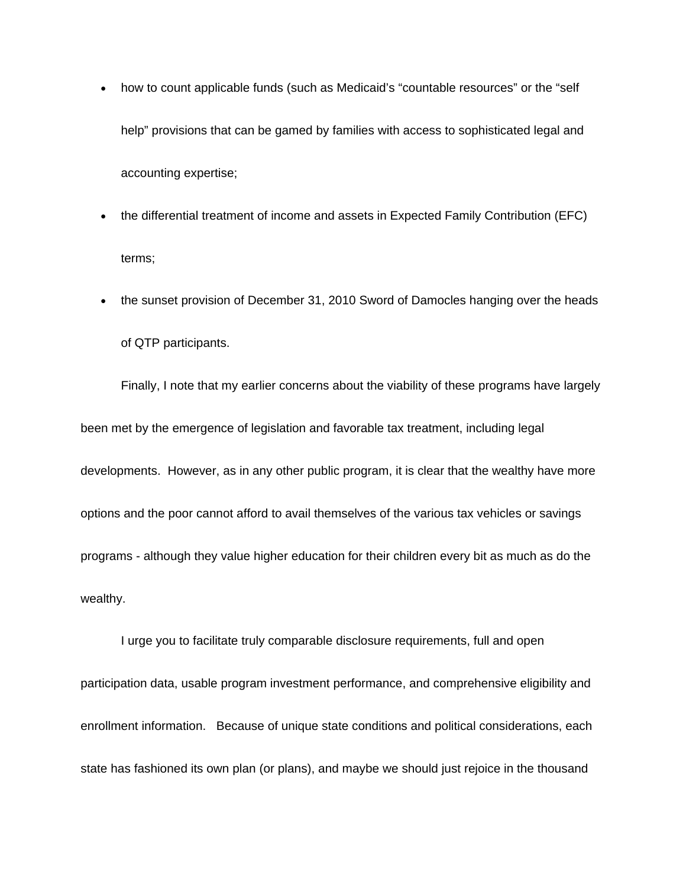- how to count applicable funds (such as Medicaid's "countable resources" or the "self help" provisions that can be gamed by families with access to sophisticated legal and accounting expertise;
- the differential treatment of income and assets in Expected Family Contribution (EFC) terms;
- the sunset provision of December 31, 2010 Sword of Damocles hanging over the heads of QTP participants.

Finally, I note that my earlier concerns about the viability of these programs have largely been met by the emergence of legislation and favorable tax treatment, including legal developments. However, as in any other public program, it is clear that the wealthy have more options and the poor cannot afford to avail themselves of the various tax vehicles or savings programs - although they value higher education for their children every bit as much as do the wealthy.

I urge you to facilitate truly comparable disclosure requirements, full and open participation data, usable program investment performance, and comprehensive eligibility and enrollment information. Because of unique state conditions and political considerations, each state has fashioned its own plan (or plans), and maybe we should just rejoice in the thousand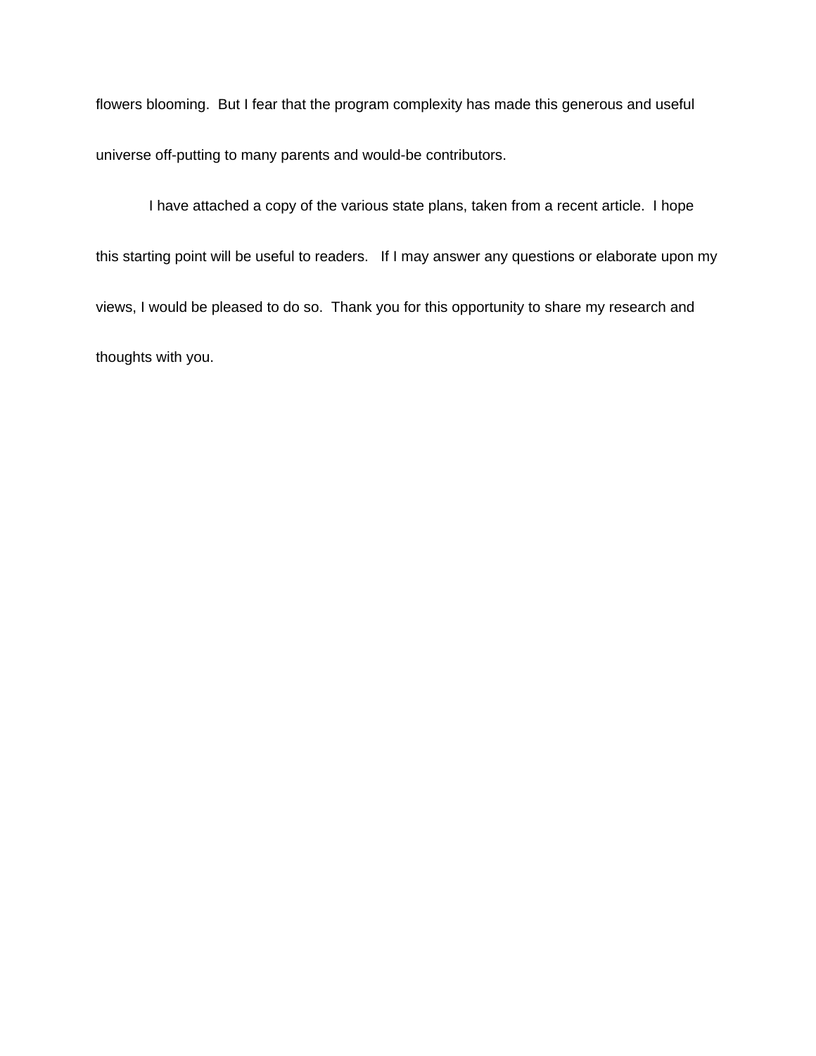flowers blooming.  But I fear that the program complexity has made this generous and useful universe off-putting to many parents and would-be contributors.

I have attached a copy of the various state plans, taken from a recent article.  I hope this starting point will be useful to readers.   If I may answer any questions or elaborate upon my views, I would be pleased to do so.  Thank you for this opportunity to share my research and thoughts with you.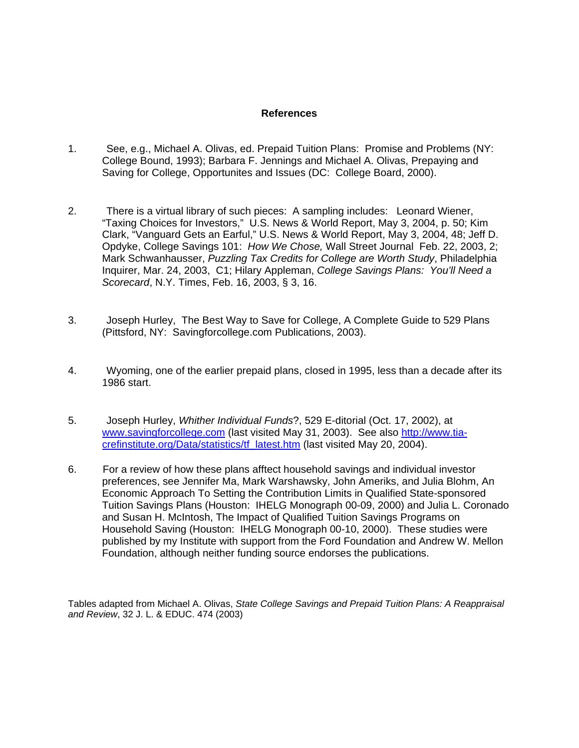## References

1. See, e.g., Michael A. Olivas, ed. Prepaid Tuition Plans: Promise and Problems (NY: College Bound, 1993); Barbara F. Jennings and Michael A. Olivas, Prepaying and Saving for College, Opportunites and Issues (DC: College Board, 2000).

2. There is a virtual library of such pieces: A sampling includes: Leonard Wiener, "Taxing Choices for Investors," U.S. News & World Report, May 3, 2004, p. 50; Kim Clark, "Vanguard Gets an Earful," U.S. News & World Report, May 3, 2004, 48; Jeff D. Opdyke, College Savings 101: *How We Chose,* Wall Street Journal Feb. 22, 2003, 2; Mark Schwanhausser, *Puzzling Tax Credits for College are Worth Study*, Philadelphia Inquirer, Mar. 24, 2003, C1; Hilary Appleman, *College Savings Plans: You'll Need a Scorecard*, N.Y. Times, Feb. 16, 2003, § 3, 16.

3. Joseph Hurley, The Best Way to Save for College, A Complete Guide to 529 Plans (Pittsford, NY: Savingforcollege.com Publications, 2003).

4. Wyoming, one of the earlier prepaid plans, closed in 1995, less than a decade after its 1986 start.

5. Joseph Hurley, *Whither Individual Funds*?, 529 E-ditorial (Oct. 17, 2002), at www.savingforcollege.com (last visited May 31, 2003). See also http://www.tia-crefinstitute.org/Data/statistics/tf_latest.htm (last visited May 20, 2004).

6. For a review of how these plans afftect household savings and individual investor preferences, see Jennifer Ma, Mark Warshawsky, John Ameriks, and Julia Blohm, An Economic Approach To Setting the Contribution Limits in Qualified State-sponsored Tuition Savings Plans (Houston: IHELG Monograph 00-09, 2000) and Julia L. Coronado and Susan H. McIntosh, The Impact of Qualified Tuition Savings Programs on Household Saving (Houston: IHELG Monograph 00-10, 2000). These studies were published by my Institute with support from the Ford Foundation and Andrew W. Mellon Foundation, although neither funding source endorses the publications.

Tables adapted from Michael A. Olivas, *State College Savings and Prepaid Tuition Plans: A Reappraisal and Review*, 32 J. L. & EDUC. 474 (2003)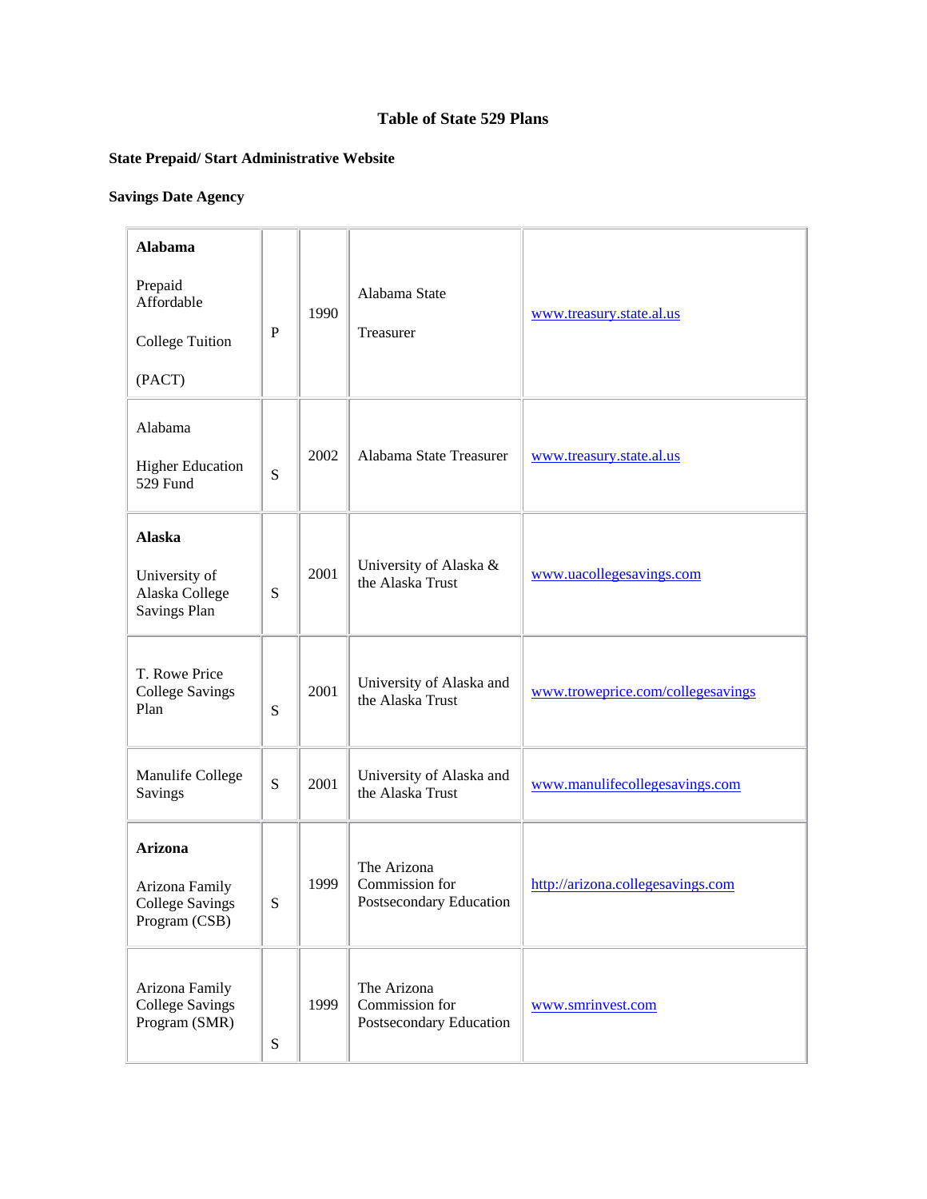**Table of State 529 Plans**

**State Prepaid/ Start Administrative Website**

**Savings Date Agency**

| | | | | |
|---|---|---|---|---|
| **Alabama** Prepaid Affordable College Tuition (PACT) | P | 1990 | Alabama State Treasurer | www.treasury.state.al.us |
| Alabama Higher Education 529 Fund | S | 2002 | Alabama State Treasurer | www.treasury.state.al.us |
| **Alaska** University of Alaska College Savings Plan | S | 2001 | University of Alaska & the Alaska Trust | www.uacollegesavings.com |
| T. Rowe Price College Savings Plan | S | 2001 | University of Alaska and the Alaska Trust | www.troweprice.com/collegesavings |
| Manulife College Savings | S | 2001 | University of Alaska and the Alaska Trust | www.manulifecollegesavings.com |
| **Arizona** Arizona Family College Savings Program (CSB) | S | 1999 | The Arizona Commission for Postsecondary Education | http://arizona.collegesavings.com |
| Arizona Family College Savings Program (SMR) | S | 1999 | The Arizona Commission for Postsecondary Education | www.smrinvest.com |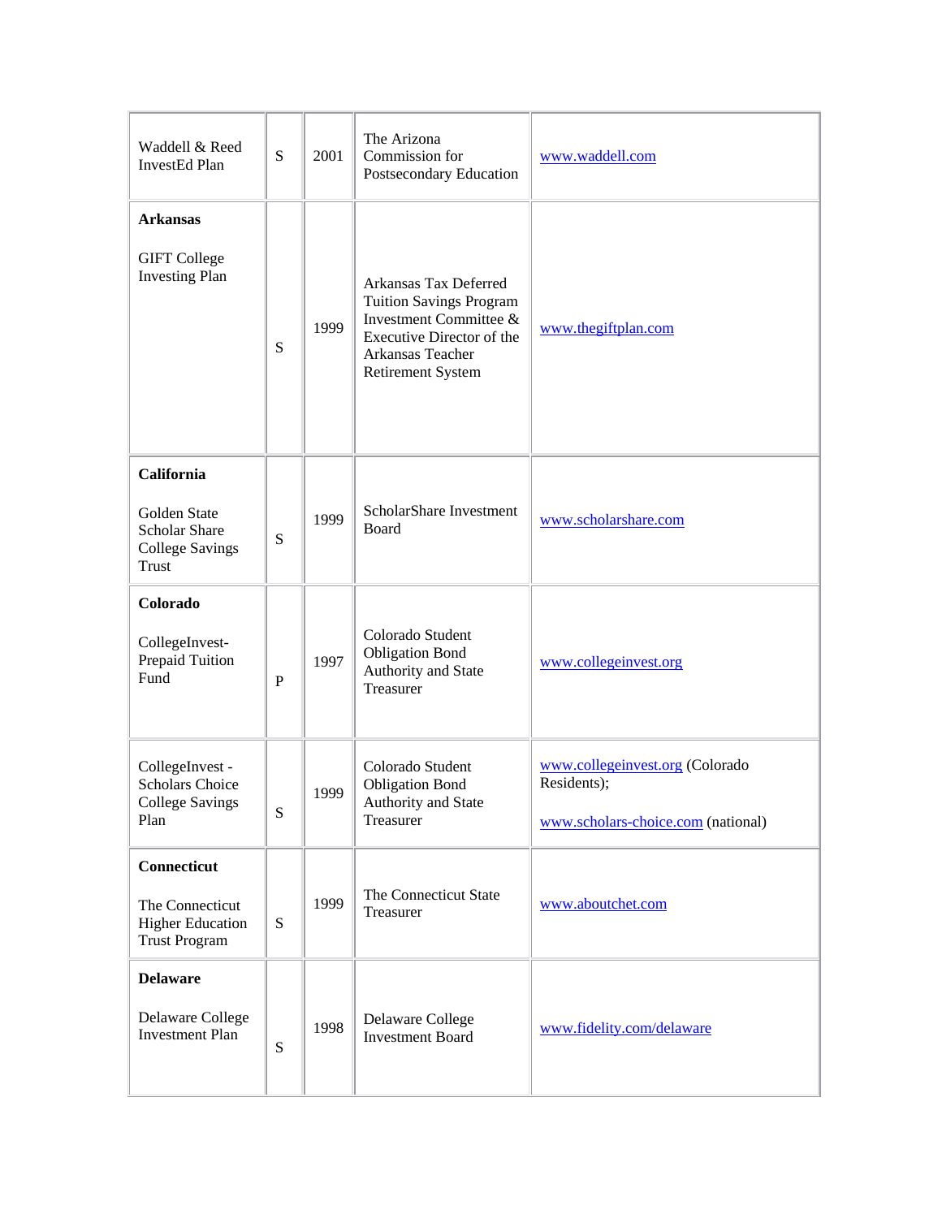| | | | | |
|---|---|---|---|---|
| Waddell & Reed InvestEd Plan | S | 2001 | The Arizona Commission for Postsecondary Education | www.waddell.com |
| **Arkansas**<br><br>GIFT College Investing Plan | S | 1999 | Arkansas Tax Deferred Tuition Savings Program Investment Committee & Executive Director of the Arkansas Teacher Retirement System | www.thegiftplan.com |
| **California**<br><br>Golden State Scholar Share College Savings Trust | S | 1999 | ScholarShare Investment Board | www.scholarshare.com |
| **Colorado**<br><br>CollegeInvest-Prepaid Tuition Fund | P | 1997 | Colorado Student Obligation Bond Authority and State Treasurer | www.collegeinvest.org |
| CollegeInvest - Scholars Choice College Savings Plan | S | 1999 | Colorado Student Obligation Bond Authority and State Treasurer | www.collegeinvest.org (Colorado Residents);<br><br>www.scholars-choice.com (national) |
| **Connecticut**<br><br>The Connecticut Higher Education Trust Program | S | 1999 | The Connecticut State Treasurer | www.aboutchet.com |
| **Delaware**<br><br>Delaware College Investment Plan | S | 1998 | Delaware College Investment Board | www.fidelity.com/delaware |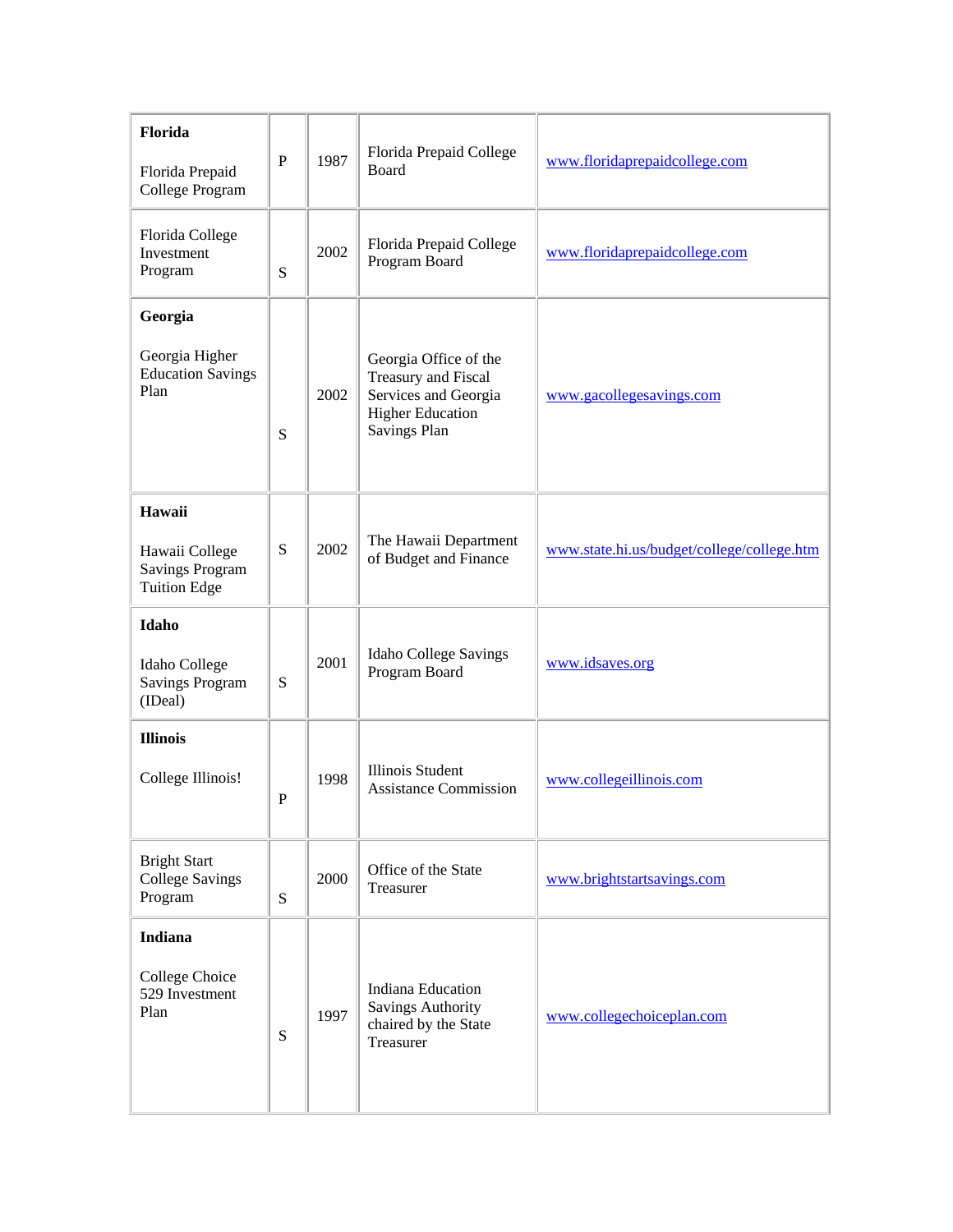| | | | | |
|---|---|---|---|---|
| **Florida**<br><br>Florida Prepaid College Program | P | 1987 | Florida Prepaid College Board | www.floridaprepaidcollege.com |
| Florida College Investment Program | S | 2002 | Florida Prepaid College Program Board | www.floridaprepaidcollege.com |
| **Georgia**<br><br>Georgia Higher Education Savings Plan | S | 2002 | Georgia Office of the Treasury and Fiscal Services and Georgia Higher Education Savings Plan | www.gacollegesavings.com |
| **Hawaii**<br><br>Hawaii College Savings Program Tuition Edge | S | 2002 | The Hawaii Department of Budget and Finance | www.state.hi.us/budget/college/college.htm |
| **Idaho**<br><br>Idaho College Savings Program (IDeal) | S | 2001 | Idaho College Savings Program Board | www.idsaves.org |
| **Illinois**<br><br>College Illinois! | P | 1998 | Illinois Student Assistance Commission | www.collegeillinois.com |
| Bright Start College Savings Program | S | 2000 | Office of the State Treasurer | www.brightstartsavings.com |
| **Indiana**<br><br>College Choice 529 Investment Plan | S | 1997 | Indiana Education Savings Authority chaired by the State Treasurer | www.collegechoiceplan.com |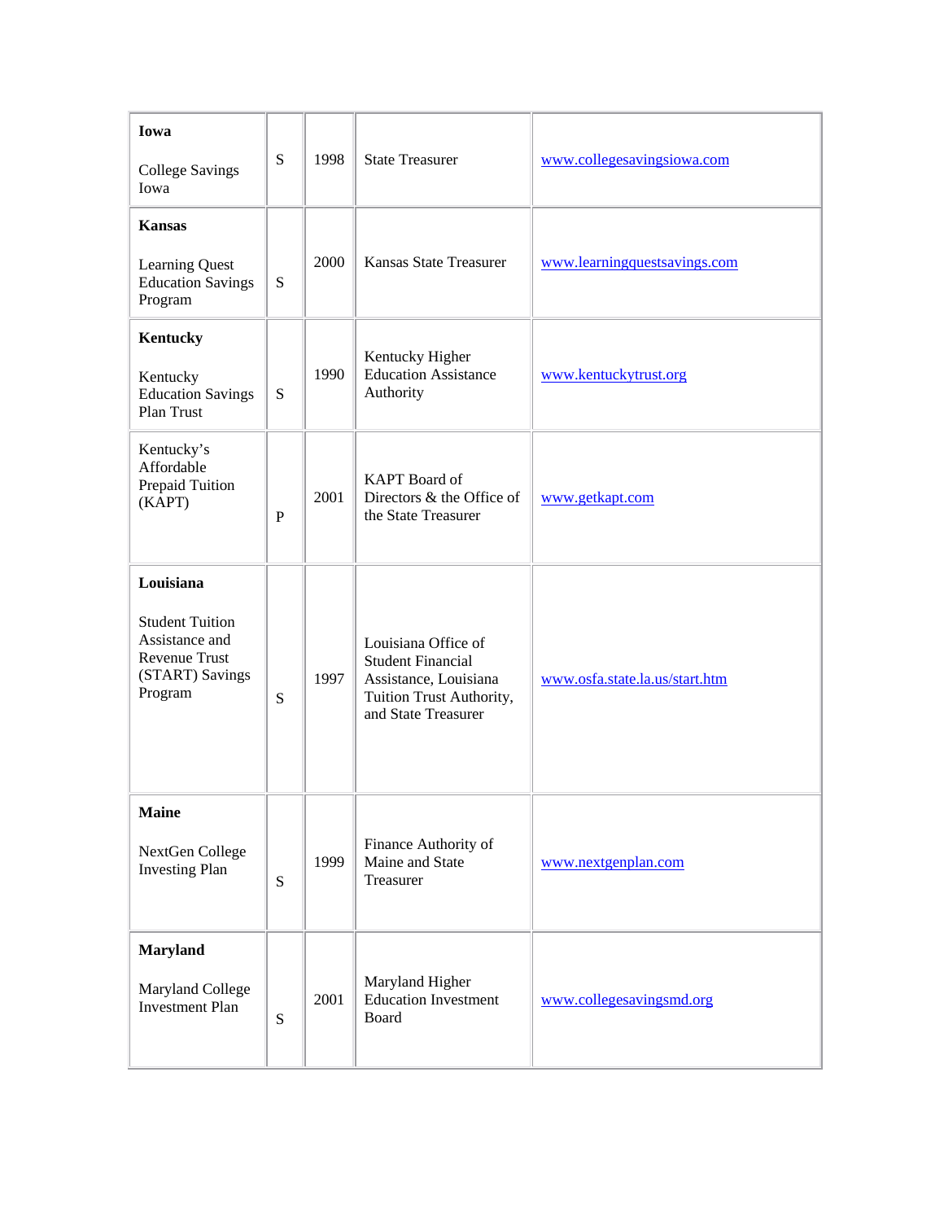| **Iowa**<br><br>College Savings Iowa | S | 1998 | State Treasurer | www.collegesavingsiowa.com |
|---|---|---|---|---|
| **Kansas**<br><br>Learning Quest Education Savings Program | S | 2000 | Kansas State Treasurer | www.learningquestsavings.com |
| **Kentucky**<br><br>Kentucky Education Savings Plan Trust | S | 1990 | Kentucky Higher Education Assistance Authority | www.kentuckytrust.org |
| Kentucky's Affordable Prepaid Tuition (KAPT) | P | 2001 | KAPT Board of Directors & the Office of the State Treasurer | www.getkapt.com |
| **Louisiana**<br><br>Student Tuition Assistance and Revenue Trust (START) Savings Program | S | 1997 | Louisiana Office of Student Financial Assistance, Louisiana Tuition Trust Authority, and State Treasurer | www.osfa.state.la.us/start.htm |
| **Maine**<br><br>NextGen College Investing Plan | S | 1999 | Finance Authority of Maine and State Treasurer | www.nextgenplan.com |
| **Maryland**<br><br>Maryland College Investment Plan | S | 2001 | Maryland Higher Education Investment Board | www.collegesavingsmd.org |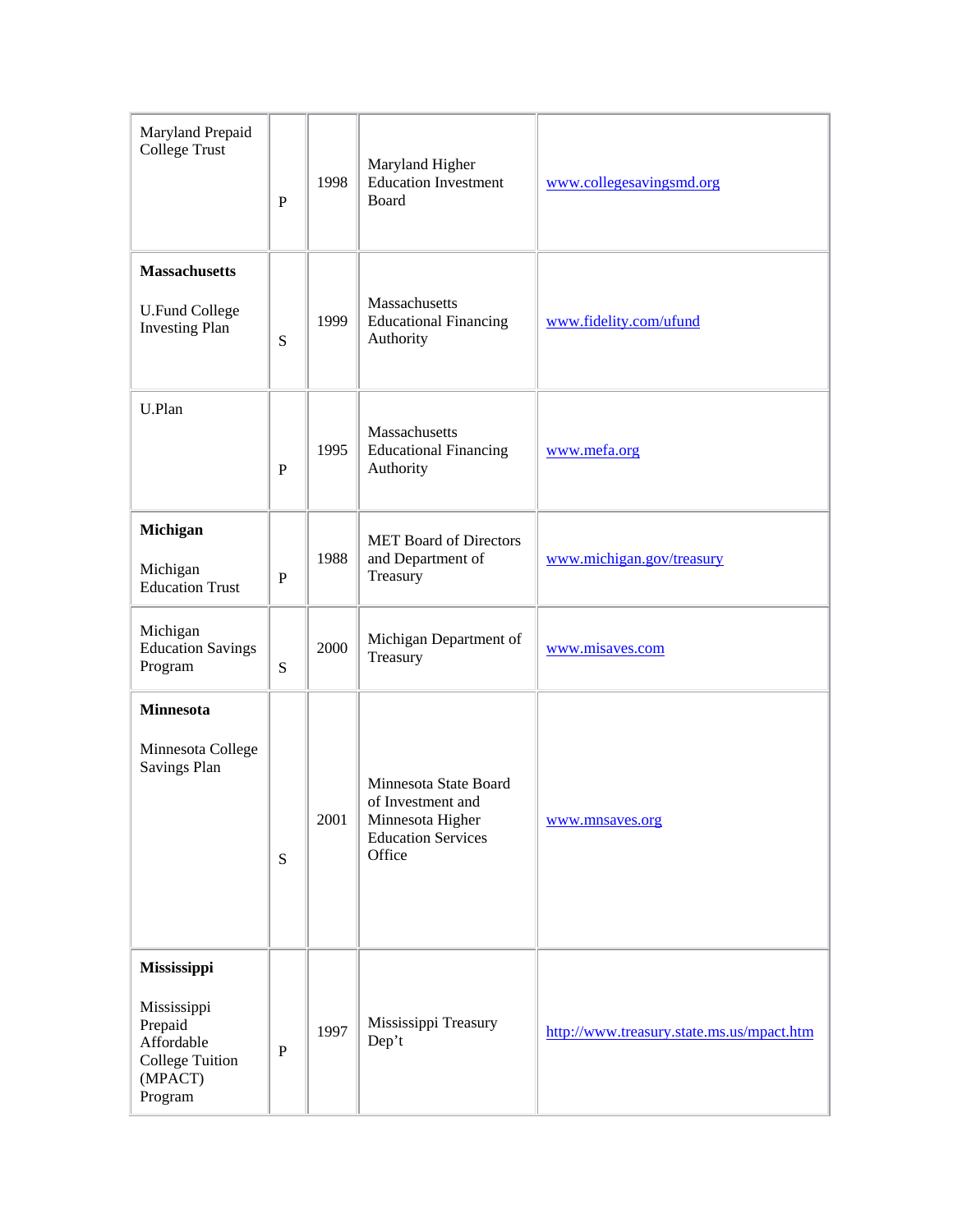| | | | | |
|---|---|---|---|---|
| Maryland Prepaid College Trust | P | 1998 | Maryland Higher Education Investment Board | www.collegesavingsmd.org |
| **Massachusetts**<br><br>U.Fund College Investing Plan | S | 1999 | Massachusetts Educational Financing Authority | www.fidelity.com/ufund |
| U.Plan | P | 1995 | Massachusetts Educational Financing Authority | www.mefa.org |
| **Michigan**<br><br>Michigan Education Trust | P | 1988 | MET Board of Directors and Department of Treasury | www.michigan.gov/treasury |
| Michigan Education Savings Program | S | 2000 | Michigan Department of Treasury | www.misaves.com |
| **Minnesota**<br><br>Minnesota College Savings Plan | S | 2001 | Minnesota State Board of Investment and Minnesota Higher Education Services Office | www.mnsaves.org |
| **Mississippi**<br><br>Mississippi Prepaid Affordable College Tuition (MPACT) Program | P | 1997 | Mississippi Treasury Dep't | http://www.treasury.state.ms.us/mpact.htm |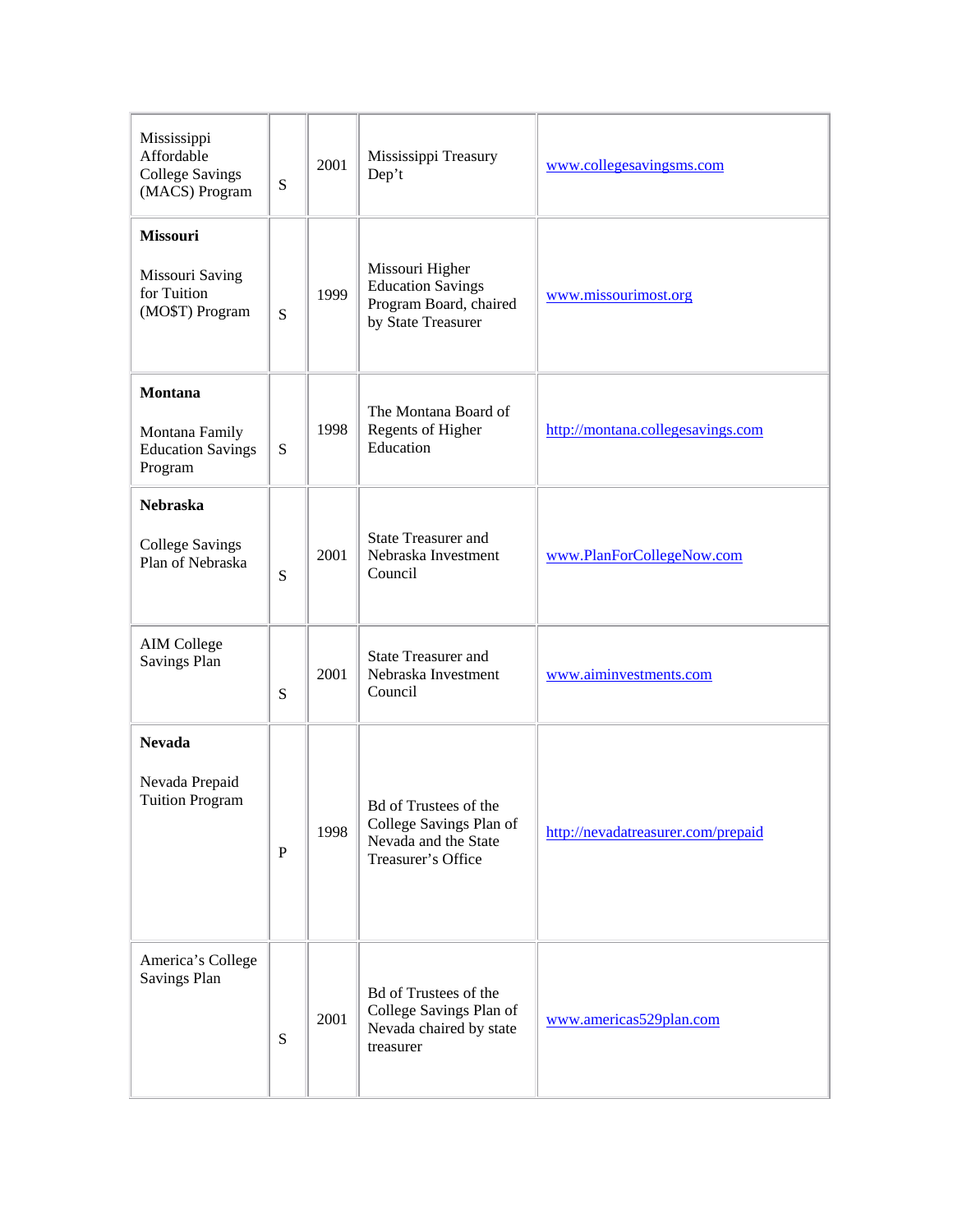| | | | | |
|---|---|---|---|---|
| Mississippi Affordable College Savings (MACS) Program | S | 2001 | Mississippi Treasury Dep't | www.collegesavingsms.com |
| **Missouri**<br><br>Missouri Saving for Tuition (MO$T) Program | S | 1999 | Missouri Higher Education Savings Program Board, chaired by State Treasurer | www.missourimost.org |
| **Montana**<br><br>Montana Family Education Savings Program | S | 1998 | The Montana Board of Regents of Higher Education | http://montana.collegesavings.com |
| **Nebraska**<br><br>College Savings Plan of Nebraska | S | 2001 | State Treasurer and Nebraska Investment Council | www.PlanForCollegeNow.com |
| AIM College Savings Plan | S | 2001 | State Treasurer and Nebraska Investment Council | www.aiminvestments.com |
| **Nevada**<br><br>Nevada Prepaid Tuition Program | P | 1998 | Bd of Trustees of the College Savings Plan of Nevada and the State Treasurer's Office | http://nevadatreasurer.com/prepaid |
| America's College Savings Plan | S | 2001 | Bd of Trustees of the College Savings Plan of Nevada chaired by state treasurer | www.americas529plan.com |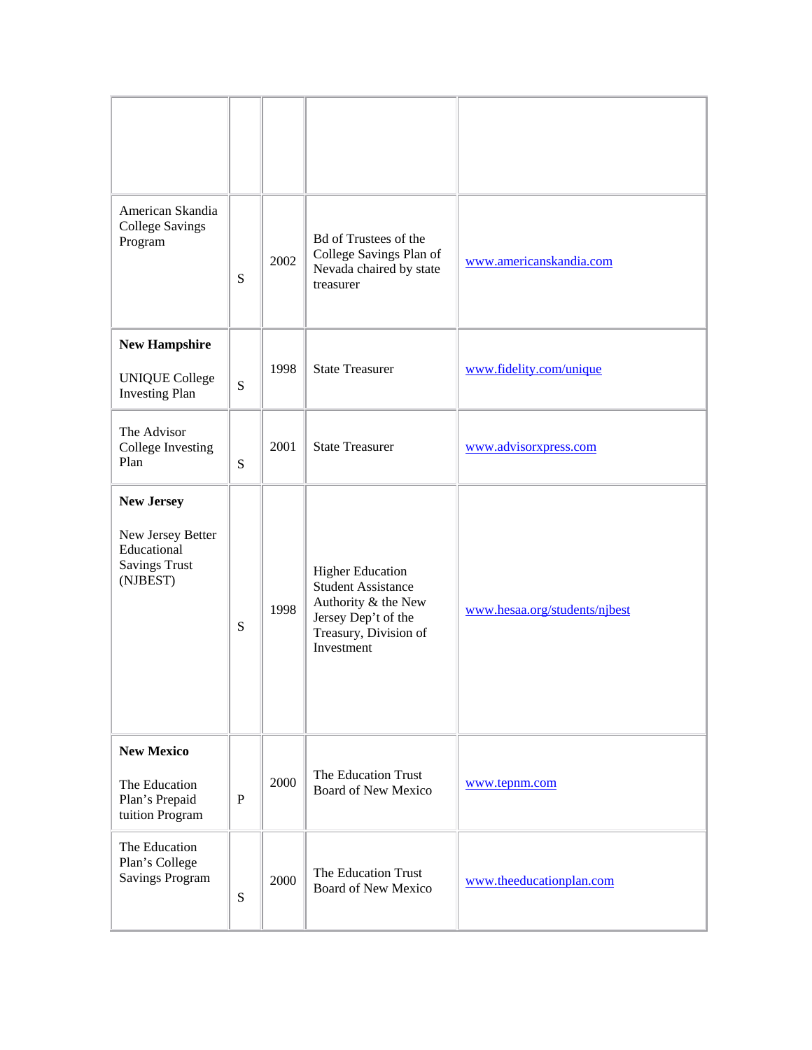| | | | | |
|---|---|---|---|---|
| American Skandia College Savings Program | S | 2002 | Bd of Trustees of the College Savings Plan of Nevada chaired by state treasurer | www.americanskandia.com |
| **New Hampshire**<br><br>UNIQUE College Investing Plan | S | 1998 | State Treasurer | www.fidelity.com/unique |
| The Advisor College Investing Plan | S | 2001 | State Treasurer | www.advisorxpress.com |
| **New Jersey**<br><br>New Jersey Better Educational Savings Trust (NJBEST) | S | 1998 | Higher Education Student Assistance Authority & the New Jersey Dep't of the Treasury, Division of Investment | www.hesaa.org/students/njbest |
| **New Mexico**<br><br>The Education Plan's Prepaid tuition Program | P | 2000 | The Education Trust Board of New Mexico | www.tepnm.com |
| The Education Plan's College Savings Program | S | 2000 | The Education Trust Board of New Mexico | www.theeducationplan.com |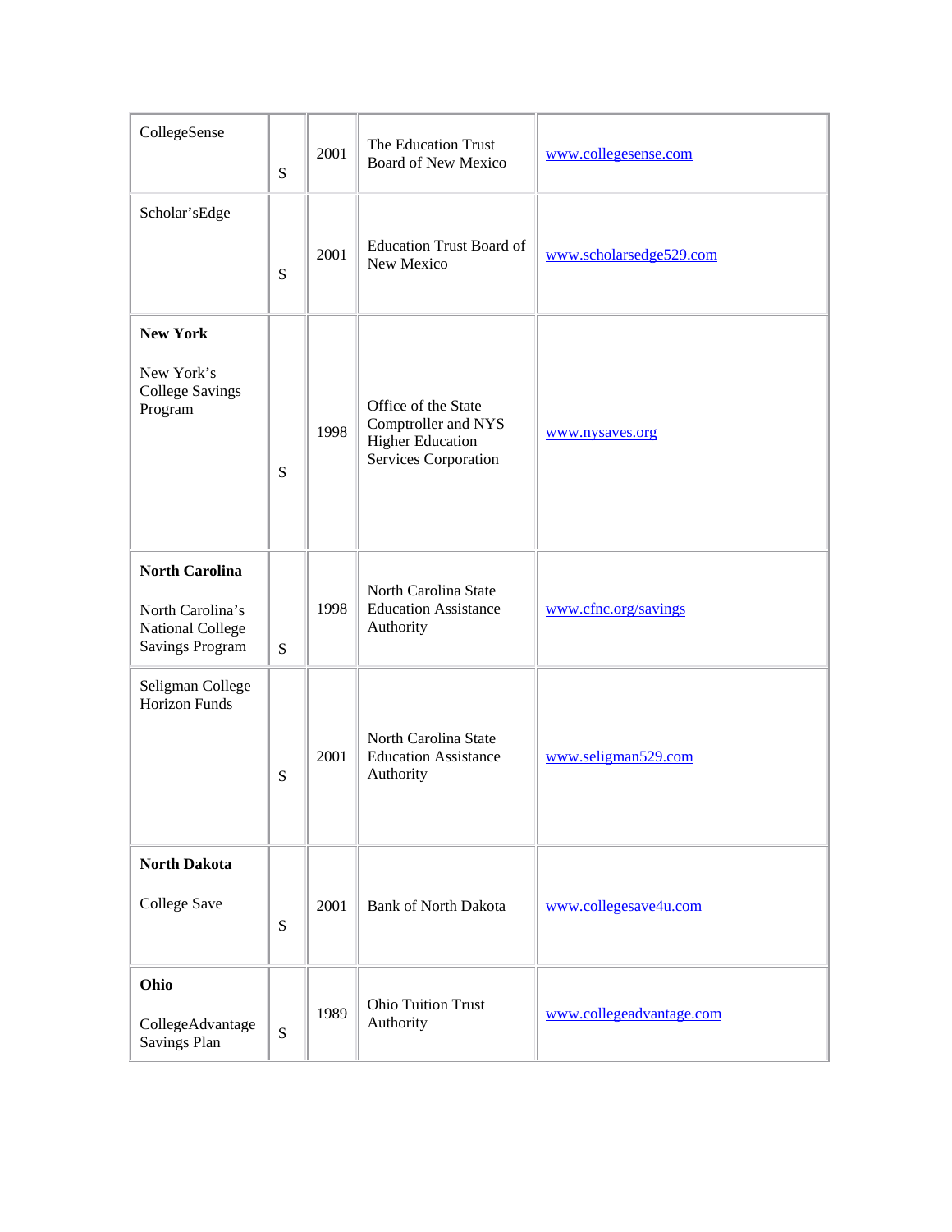| | | | | |
|---|---|---|---|---|
| CollegeSense | S | 2001 | The Education Trust Board of New Mexico | www.collegesense.com |
| Scholar'sEdge | S | 2001 | Education Trust Board of New Mexico | www.scholarsedge529.com |
| **New York**<br><br>New York's College Savings Program | S | 1998 | Office of the State Comptroller and NYS Higher Education Services Corporation | www.nysaves.org |
| **North Carolina**<br><br>North Carolina's National College Savings Program | S | 1998 | North Carolina State Education Assistance Authority | www.cfnc.org/savings |
| Seligman College Horizon Funds | S | 2001 | North Carolina State Education Assistance Authority | www.seligman529.com |
| **North Dakota**<br><br>College Save | S | 2001 | Bank of North Dakota | www.collegesave4u.com |
| **Ohio**<br><br>CollegeAdvantage Savings Plan | S | 1989 | Ohio Tuition Trust Authority | www.collegeadvantage.com |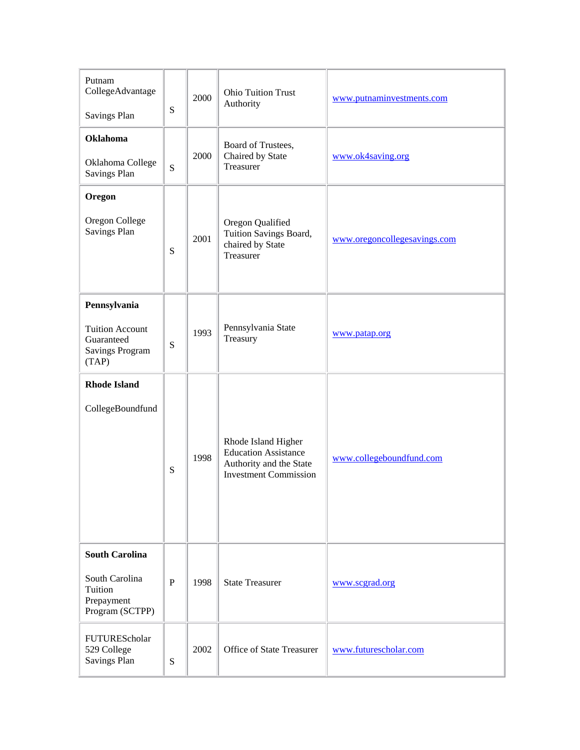| | | | | |
|---|---|---|---|---|
| Putnam CollegeAdvantage<br><br>Savings Plan | S | 2000 | Ohio Tuition Trust Authority | www.putnaminvestments.com |
| **Oklahoma**<br><br>Oklahoma College Savings Plan | S | 2000 | Board of Trustees, Chaired by State Treasurer | www.ok4saving.org |
| **Oregon**<br><br>Oregon College Savings Plan | S | 2001 | Oregon Qualified Tuition Savings Board, chaired by State Treasurer | www.oregoncollegesavings.com |
| **Pennsylvania**<br><br>Tuition Account Guaranteed Savings Program (TAP) | S | 1993 | Pennsylvania State Treasury | www.patap.org |
| **Rhode Island**<br><br>CollegeBoundfund | S | 1998 | Rhode Island Higher Education Assistance Authority and the State Investment Commission | www.collegeboundfund.com |
| **South Carolina**<br><br>South Carolina Tuition Prepayment Program (SCTPP) | P | 1998 | State Treasurer | www.scgrad.org |
| FUTUREScholar 529 College Savings Plan | S | 2002 | Office of State Treasurer | www.futurescholar.com |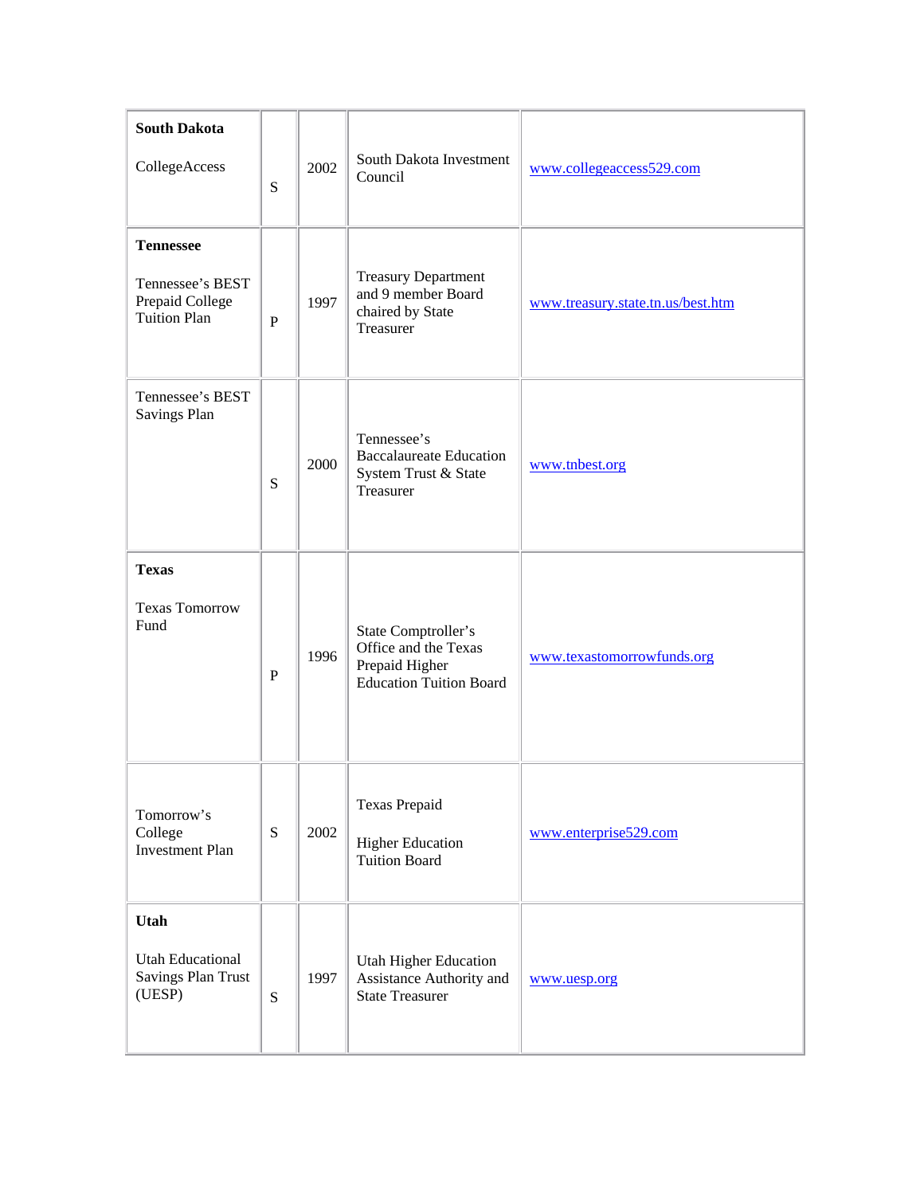| | | | | |
|---|---|---|---|---|
| **South Dakota**<br><br>CollegeAccess | S | 2002 | South Dakota Investment Council | www.collegeaccess529.com |
| **Tennessee**<br><br>Tennessee's BEST Prepaid College Tuition Plan | P | 1997 | Treasury Department and 9 member Board chaired by State Treasurer | www.treasury.state.tn.us/best.htm |
| Tennessee's BEST Savings Plan | S | 2000 | Tennessee's Baccalaureate Education System Trust & State Treasurer | www.tnbest.org |
| **Texas**<br><br>Texas Tomorrow Fund | P | 1996 | State Comptroller's Office and the Texas Prepaid Higher Education Tuition Board | www.texastomorrowfunds.org |
| Tomorrow's College Investment Plan | S | 2002 | Texas Prepaid<br><br>Higher Education Tuition Board | www.enterprise529.com |
| **Utah**<br><br>Utah Educational Savings Plan Trust (UESP) | S | 1997 | Utah Higher Education Assistance Authority and State Treasurer | www.uesp.org |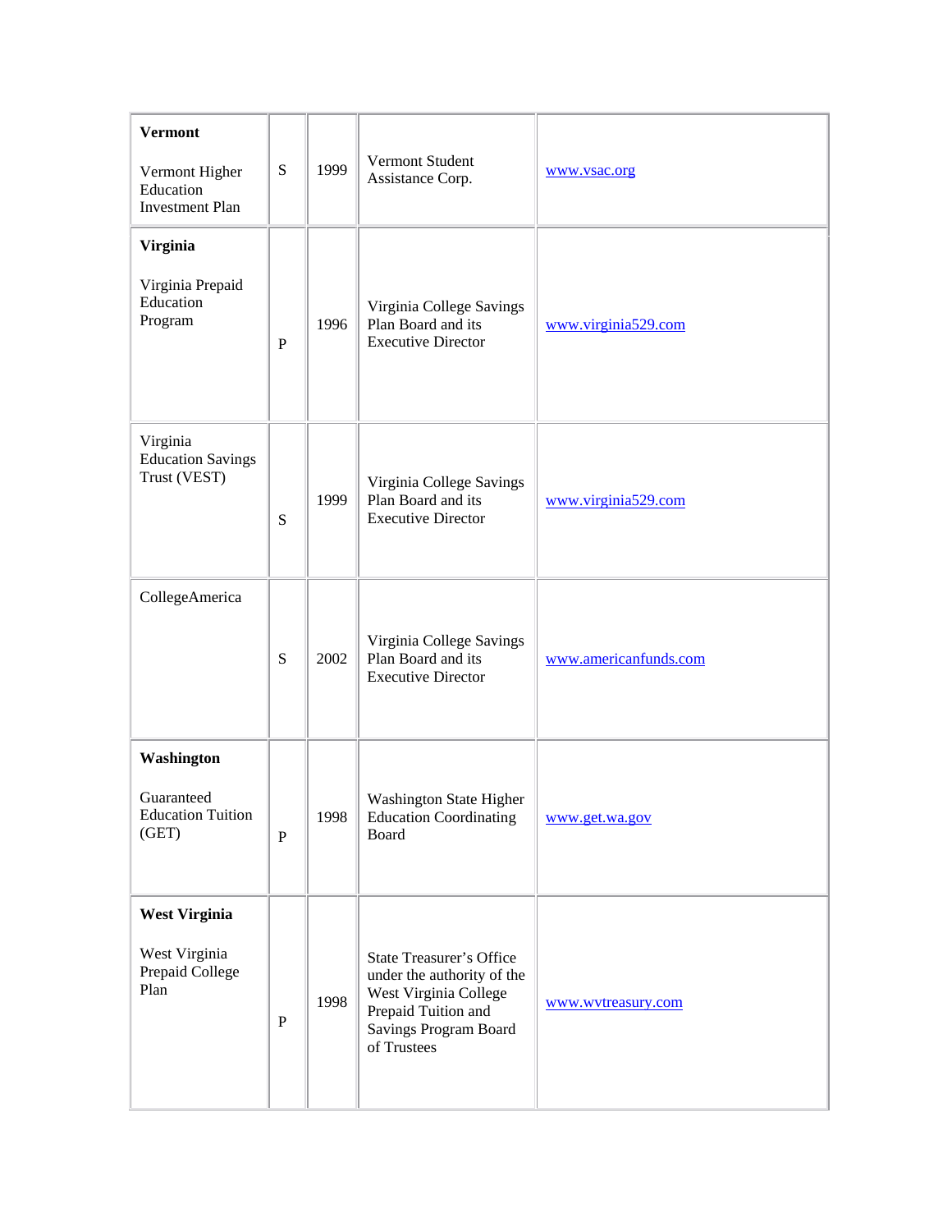| | | | | |
|---|---|---|---|---|
| **Vermont**<br><br>Vermont Higher Education Investment Plan | S | 1999 | Vermont Student Assistance Corp. | www.vsac.org |
| **Virginia**<br><br>Virginia Prepaid Education Program | P | 1996 | Virginia College Savings Plan Board and its Executive Director | www.virginia529.com |
| Virginia Education Savings Trust (VEST) | S | 1999 | Virginia College Savings Plan Board and its Executive Director | www.virginia529.com |
| CollegeAmerica | S | 2002 | Virginia College Savings Plan Board and its Executive Director | www.americanfunds.com |
| **Washington**<br><br>Guaranteed Education Tuition (GET) | P | 1998 | Washington State Higher Education Coordinating Board | www.get.wa.gov |
| **West Virginia**<br><br>West Virginia Prepaid College Plan | P | 1998 | State Treasurer's Office under the authority of the West Virginia College Prepaid Tuition and Savings Program Board of Trustees | www.wvtreasury.com |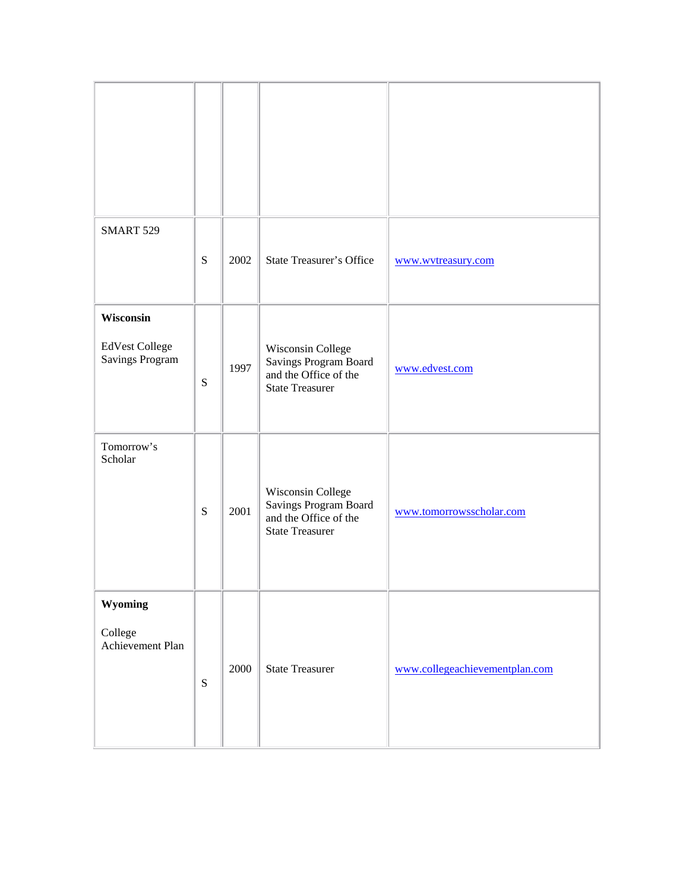| | | | | |
|---|---|---|---|---|
| | | | | |
| SMART 529 | S | 2002 | State Treasurer’s Office | www.wvtreasury.com |
| **Wisconsin**<br><br>EdVest College Savings Program | S | 1997 | Wisconsin College Savings Program Board and the Office of the State Treasurer | www.edvest.com |
| Tomorrow’s Scholar | S | 2001 | Wisconsin College Savings Program Board and the Office of the State Treasurer | www.tomorrowsscholar.com |
| **Wyoming**<br><br>College Achievement Plan | S | 2000 | State Treasurer | www.collegeachievementplan.com |